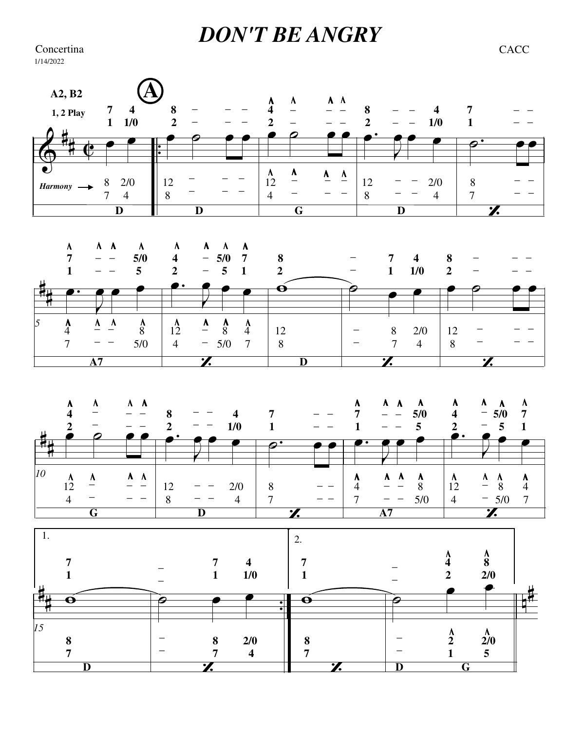# DON'T BE ANGRY

Concertina

1/14/2022

CACC

**A2, B2**

**1, 2 Play**

Harmony →

| | D | D | G | D | ./. |
|---|---|---|---|---|---|

| A7 | ./. | D | ./. | ./. |
|---|---|---|---|---|

| G | D | ./. | A7 | ./. |
|---|---|---|---|---|

| 1. D | ./. | 2. ./. | D G |
|---|---|---|---|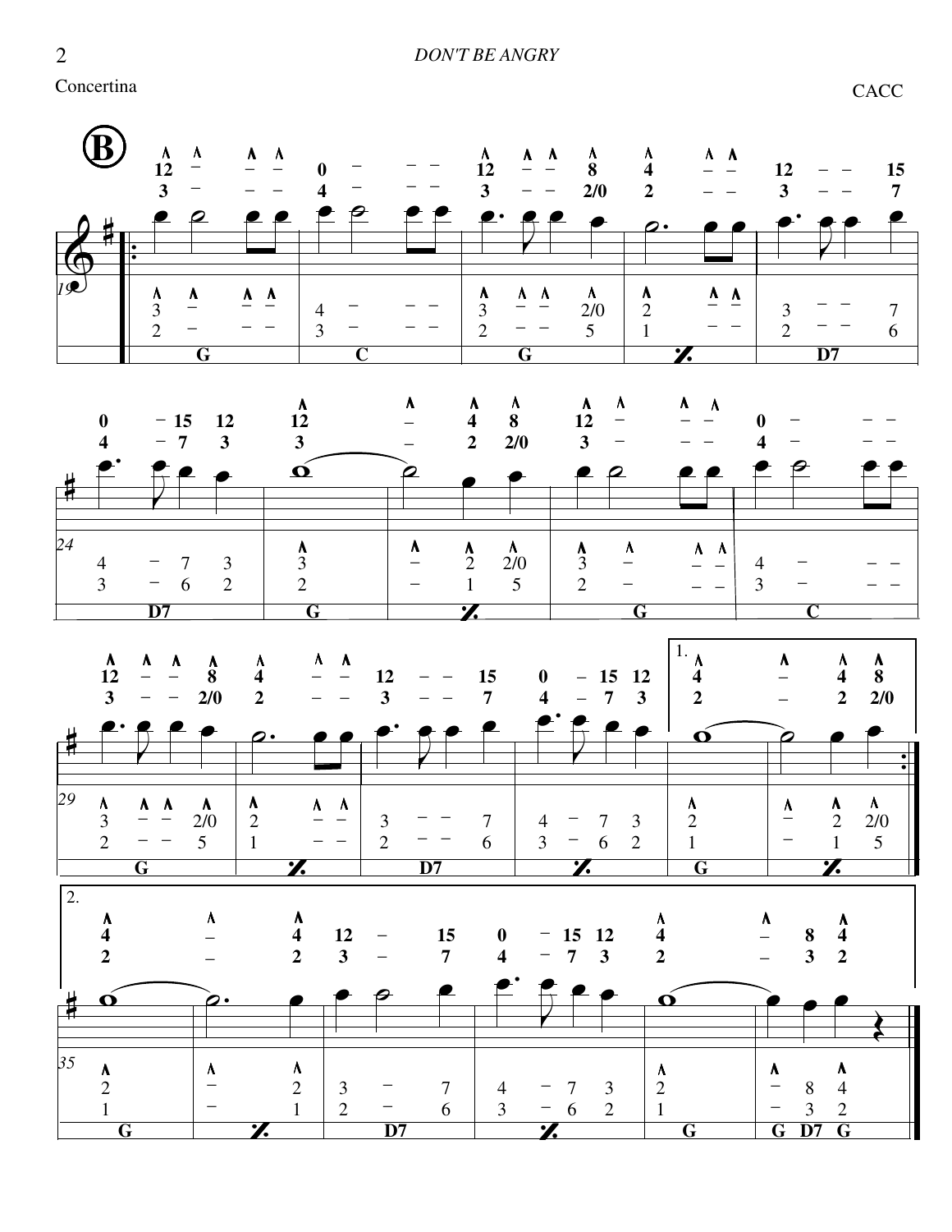Concertina

CACC